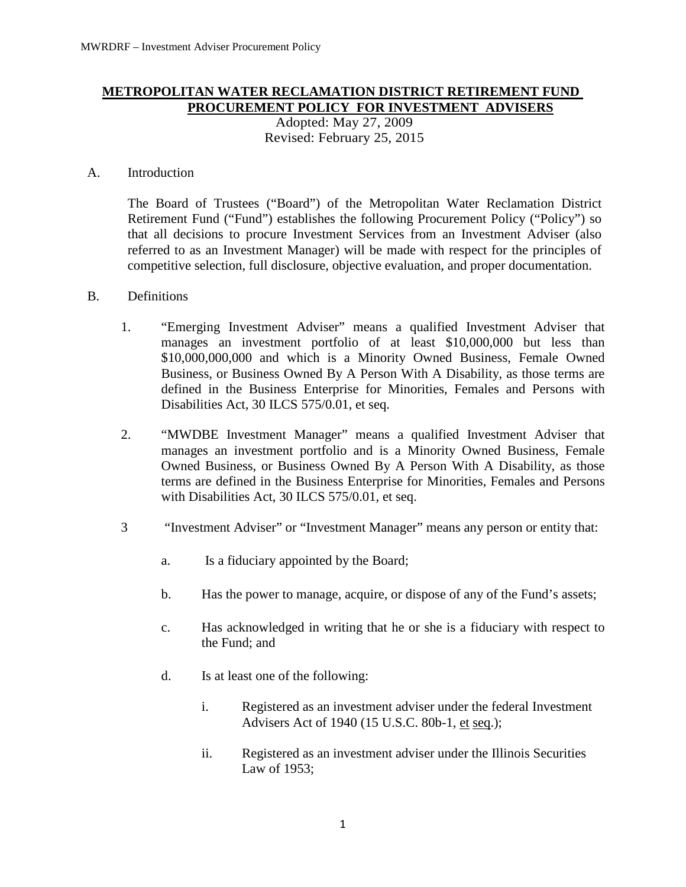# METROPOLITAN WATER RECLAMATION DISTRICT RETIREMENT FUND PROCUREMENT POLICY FOR INVESTMENT ADVISERS

Adopted: May 27, 2009
Revised: February 25, 2015

A. Introduction

The Board of Trustees ("Board") of the Metropolitan Water Reclamation District Retirement Fund ("Fund") establishes the following Procurement Policy ("Policy") so that all decisions to procure Investment Services from an Investment Adviser (also referred to as an Investment Manager) will be made with respect for the principles of competitive selection, full disclosure, objective evaluation, and proper documentation.

B. Definitions

1. "Emerging Investment Adviser" means a qualified Investment Adviser that manages an investment portfolio of at least \$10,000,000 but less than \$10,000,000,000 and which is a Minority Owned Business, Female Owned Business, or Business Owned By A Person With A Disability, as those terms are defined in the Business Enterprise for Minorities, Females and Persons with Disabilities Act, 30 ILCS 575/0.01, et seq.

2. "MWDBE Investment Manager" means a qualified Investment Adviser that manages an investment portfolio and is a Minority Owned Business, Female Owned Business, or Business Owned By A Person With A Disability, as those terms are defined in the Business Enterprise for Minorities, Females and Persons with Disabilities Act, 30 ILCS 575/0.01, et seq.

3 "Investment Adviser" or "Investment Manager" means any person or entity that:

   a. Is a fiduciary appointed by the Board;

   b. Has the power to manage, acquire, or dispose of any of the Fund's assets;

   c. Has acknowledged in writing that he or she is a fiduciary with respect to the Fund; and

   d. Is at least one of the following:

      i. Registered as an investment adviser under the federal Investment Advisers Act of 1940 (15 U.S.C. 80b-1, et seq.);

      ii. Registered as an investment adviser under the Illinois Securities Law of 1953;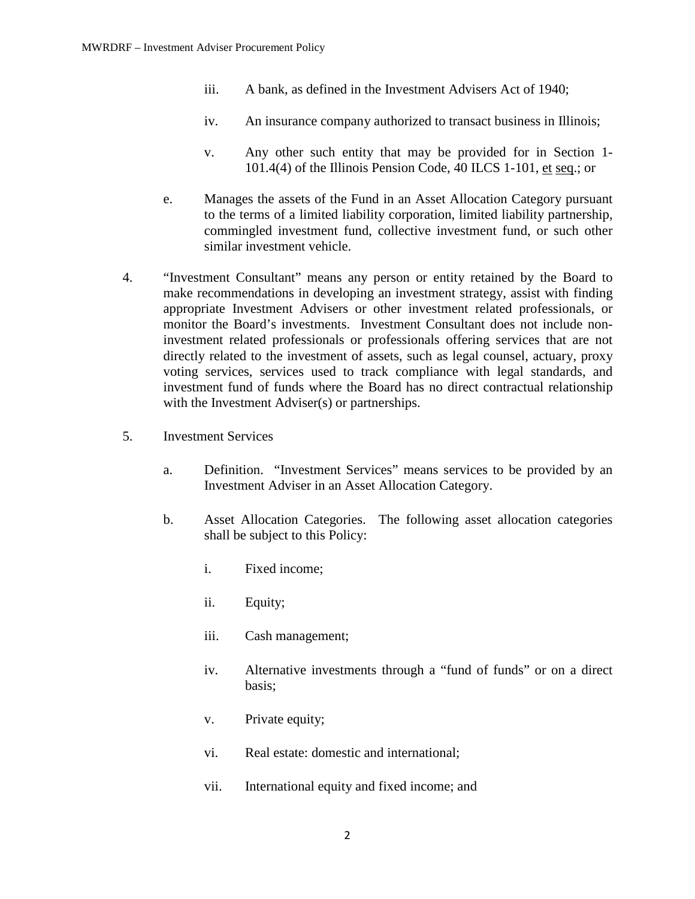iii. A bank, as defined in the Investment Advisers Act of 1940;

iv. An insurance company authorized to transact business in Illinois;

v. Any other such entity that may be provided for in Section 1-101.4(4) of the Illinois Pension Code, 40 ILCS 1-101, et seq.; or

e. Manages the assets of the Fund in an Asset Allocation Category pursuant to the terms of a limited liability corporation, limited liability partnership, commingled investment fund, collective investment fund, or such other similar investment vehicle.

4. "Investment Consultant" means any person or entity retained by the Board to make recommendations in developing an investment strategy, assist with finding appropriate Investment Advisers or other investment related professionals, or monitor the Board's investments. Investment Consultant does not include non-investment related professionals or professionals offering services that are not directly related to the investment of assets, such as legal counsel, actuary, proxy voting services, services used to track compliance with legal standards, and investment fund of funds where the Board has no direct contractual relationship with the Investment Adviser(s) or partnerships.

5. Investment Services

   a. Definition. "Investment Services" means services to be provided by an Investment Adviser in an Asset Allocation Category.

   b. Asset Allocation Categories. The following asset allocation categories shall be subject to this Policy:

      i. Fixed income;

      ii. Equity;

      iii. Cash management;

      iv. Alternative investments through a "fund of funds" or on a direct basis;

      v. Private equity;

      vi. Real estate: domestic and international;

      vii. International equity and fixed income; and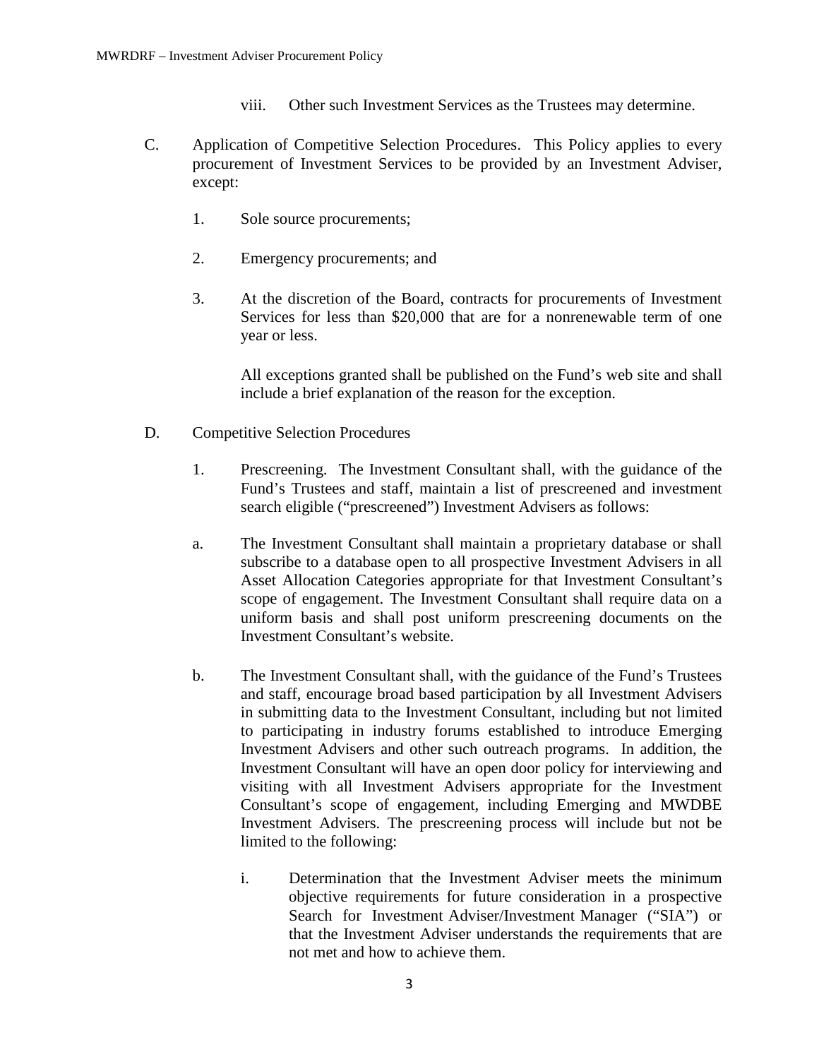viii. Other such Investment Services as the Trustees may determine.

C. Application of Competitive Selection Procedures. This Policy applies to every procurement of Investment Services to be provided by an Investment Adviser, except:

1. Sole source procurements;

2. Emergency procurements; and

3. At the discretion of the Board, contracts for procurements of Investment Services for less than $20,000 that are for a nonrenewable term of one year or less.

   All exceptions granted shall be published on the Fund's web site and shall include a brief explanation of the reason for the exception.

D. Competitive Selection Procedures

1. Prescreening. The Investment Consultant shall, with the guidance of the Fund's Trustees and staff, maintain a list of prescreened and investment search eligible ("prescreened") Investment Advisers as follows:

a. The Investment Consultant shall maintain a proprietary database or shall subscribe to a database open to all prospective Investment Advisers in all Asset Allocation Categories appropriate for that Investment Consultant's scope of engagement. The Investment Consultant shall require data on a uniform basis and shall post uniform prescreening documents on the Investment Consultant's website.

b. The Investment Consultant shall, with the guidance of the Fund's Trustees and staff, encourage broad based participation by all Investment Advisers in submitting data to the Investment Consultant, including but not limited to participating in industry forums established to introduce Emerging Investment Advisers and other such outreach programs. In addition, the Investment Consultant will have an open door policy for interviewing and visiting with all Investment Advisers appropriate for the Investment Consultant's scope of engagement, including Emerging and MWDBE Investment Advisers. The prescreening process will include but not be limited to the following:

   i. Determination that the Investment Adviser meets the minimum objective requirements for future consideration in a prospective Search for Investment Adviser/Investment Manager ("SIA") or that the Investment Adviser understands the requirements that are not met and how to achieve them.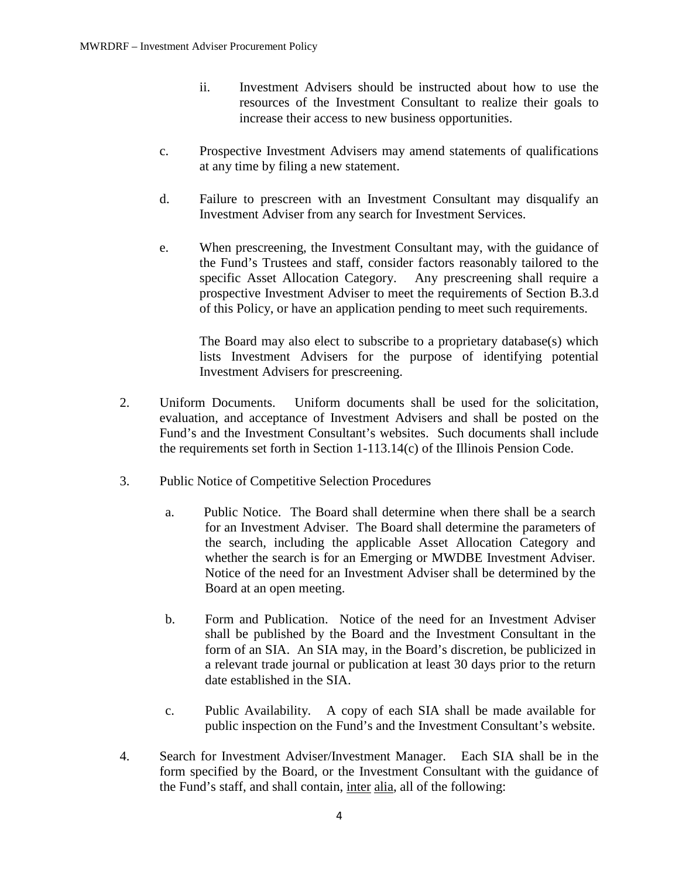ii. Investment Advisers should be instructed about how to use the resources of the Investment Consultant to realize their goals to increase their access to new business opportunities.

c. Prospective Investment Advisers may amend statements of qualifications at any time by filing a new statement.

d. Failure to prescreen with an Investment Consultant may disqualify an Investment Adviser from any search for Investment Services.

e. When prescreening, the Investment Consultant may, with the guidance of the Fund's Trustees and staff, consider factors reasonably tailored to the specific Asset Allocation Category. Any prescreening shall require a prospective Investment Adviser to meet the requirements of Section B.3.d of this Policy, or have an application pending to meet such requirements.

The Board may also elect to subscribe to a proprietary database(s) which lists Investment Advisers for the purpose of identifying potential Investment Advisers for prescreening.

2. Uniform Documents. Uniform documents shall be used for the solicitation, evaluation, and acceptance of Investment Advisers and shall be posted on the Fund's and the Investment Consultant's websites. Such documents shall include the requirements set forth in Section 1-113.14(c) of the Illinois Pension Code.

3. Public Notice of Competitive Selection Procedures

a. Public Notice. The Board shall determine when there shall be a search for an Investment Adviser. The Board shall determine the parameters of the search, including the applicable Asset Allocation Category and whether the search is for an Emerging or MWDBE Investment Adviser. Notice of the need for an Investment Adviser shall be determined by the Board at an open meeting.

b. Form and Publication. Notice of the need for an Investment Adviser shall be published by the Board and the Investment Consultant in the form of an SIA. An SIA may, in the Board's discretion, be publicized in a relevant trade journal or publication at least 30 days prior to the return date established in the SIA.

c. Public Availability. A copy of each SIA shall be made available for public inspection on the Fund's and the Investment Consultant's website.

4. Search for Investment Adviser/Investment Manager. Each SIA shall be in the form specified by the Board, or the Investment Consultant with the guidance of the Fund's staff, and shall contain, inter alia, all of the following: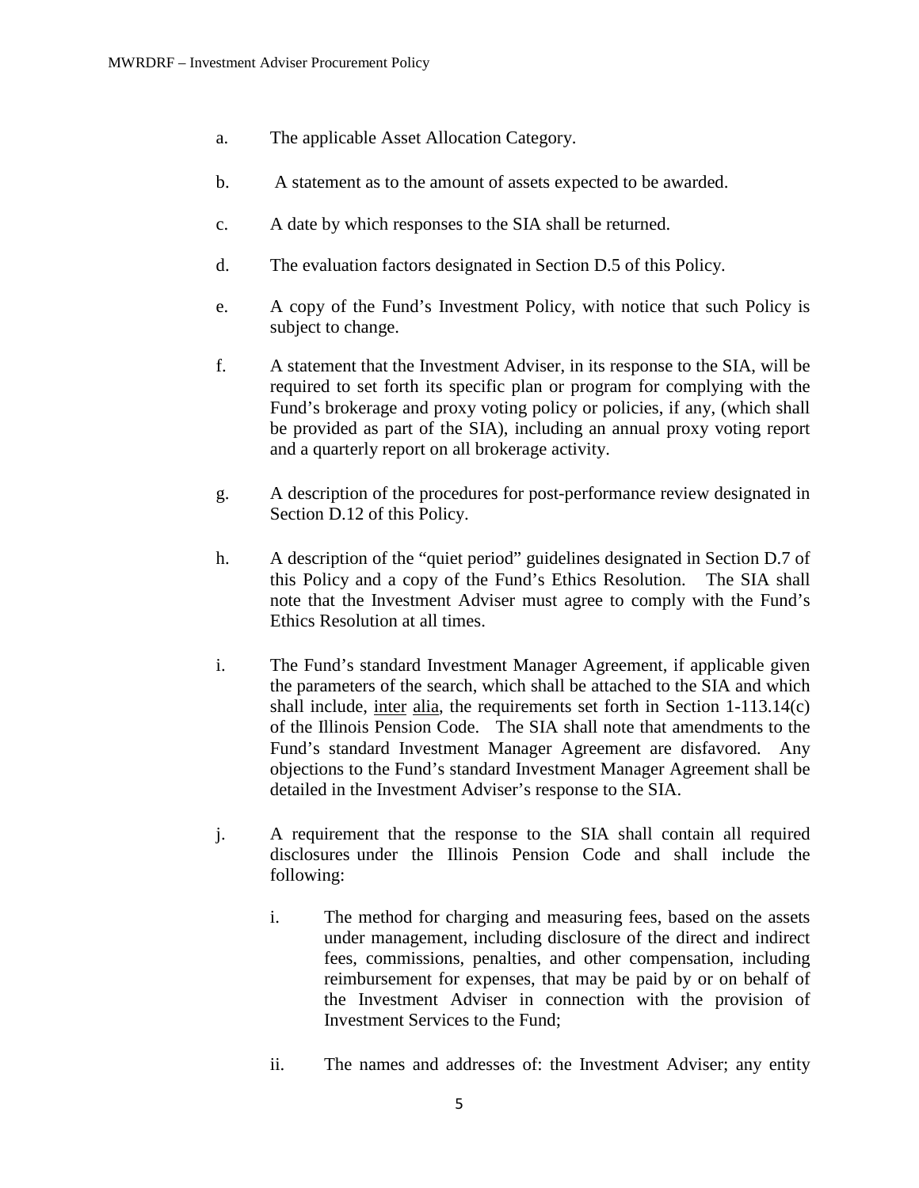a. The applicable Asset Allocation Category.

b. A statement as to the amount of assets expected to be awarded.

c. A date by which responses to the SIA shall be returned.

d. The evaluation factors designated in Section D.5 of this Policy.

e. A copy of the Fund's Investment Policy, with notice that such Policy is subject to change.

f. A statement that the Investment Adviser, in its response to the SIA, will be required to set forth its specific plan or program for complying with the Fund's brokerage and proxy voting policy or policies, if any, (which shall be provided as part of the SIA), including an annual proxy voting report and a quarterly report on all brokerage activity.

g. A description of the procedures for post-performance review designated in Section D.12 of this Policy.

h. A description of the "quiet period" guidelines designated in Section D.7 of this Policy and a copy of the Fund's Ethics Resolution. The SIA shall note that the Investment Adviser must agree to comply with the Fund's Ethics Resolution at all times.

i. The Fund's standard Investment Manager Agreement, if applicable given the parameters of the search, which shall be attached to the SIA and which shall include, inter alia, the requirements set forth in Section 1-113.14(c) of the Illinois Pension Code. The SIA shall note that amendments to the Fund's standard Investment Manager Agreement are disfavored. Any objections to the Fund's standard Investment Manager Agreement shall be detailed in the Investment Adviser's response to the SIA.

j. A requirement that the response to the SIA shall contain all required disclosures under the Illinois Pension Code and shall include the following:

   i. The method for charging and measuring fees, based on the assets under management, including disclosure of the direct and indirect fees, commissions, penalties, and other compensation, including reimbursement for expenses, that may be paid by or on behalf of the Investment Adviser in connection with the provision of Investment Services to the Fund;

   ii. The names and addresses of: the Investment Adviser; any entity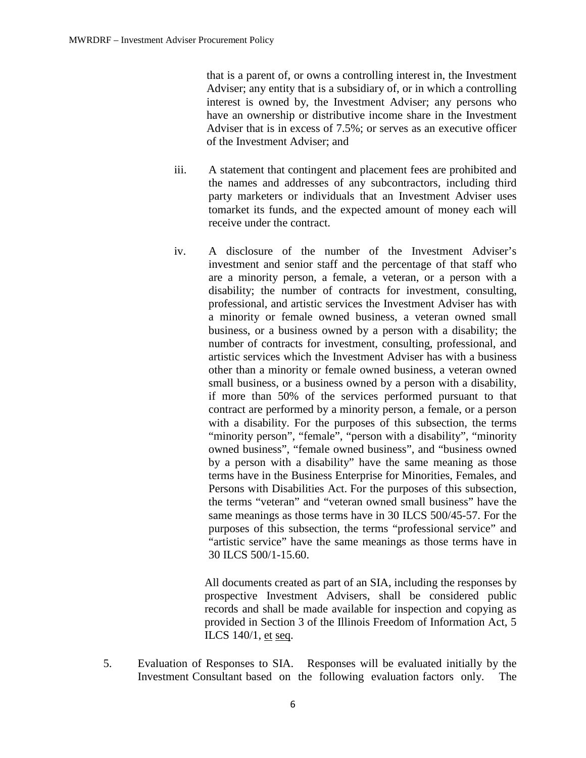that is a parent of, or owns a controlling interest in, the Investment Adviser; any entity that is a subsidiary of, or in which a controlling interest is owned by, the Investment Adviser; any persons who have an ownership or distributive income share in the Investment Adviser that is in excess of 7.5%; or serves as an executive officer of the Investment Adviser; and

iii. A statement that contingent and placement fees are prohibited and the names and addresses of any subcontractors, including third party marketers or individuals that an Investment Adviser uses tomarket its funds, and the expected amount of money each will receive under the contract.

iv. A disclosure of the number of the Investment Adviser's investment and senior staff and the percentage of that staff who are a minority person, a female, a veteran, or a person with a disability; the number of contracts for investment, consulting, professional, and artistic services the Investment Adviser has with a minority or female owned business, a veteran owned small business, or a business owned by a person with a disability; the number of contracts for investment, consulting, professional, and artistic services which the Investment Adviser has with a business other than a minority or female owned business, a veteran owned small business, or a business owned by a person with a disability, if more than 50% of the services performed pursuant to that contract are performed by a minority person, a female, or a person with a disability. For the purposes of this subsection, the terms "minority person", "female", "person with a disability", "minority owned business", "female owned business", and "business owned by a person with a disability" have the same meaning as those terms have in the Business Enterprise for Minorities, Females, and Persons with Disabilities Act. For the purposes of this subsection, the terms "veteran" and "veteran owned small business" have the same meanings as those terms have in 30 ILCS 500/45-57. For the purposes of this subsection, the terms "professional service" and "artistic service" have the same meanings as those terms have in 30 ILCS 500/1-15.60.

All documents created as part of an SIA, including the responses by prospective Investment Advisers, shall be considered public records and shall be made available for inspection and copying as provided in Section 3 of the Illinois Freedom of Information Act, 5 ILCS 140/1, et seq.

5. Evaluation of Responses to SIA. Responses will be evaluated initially by the Investment Consultant based on the following evaluation factors only. The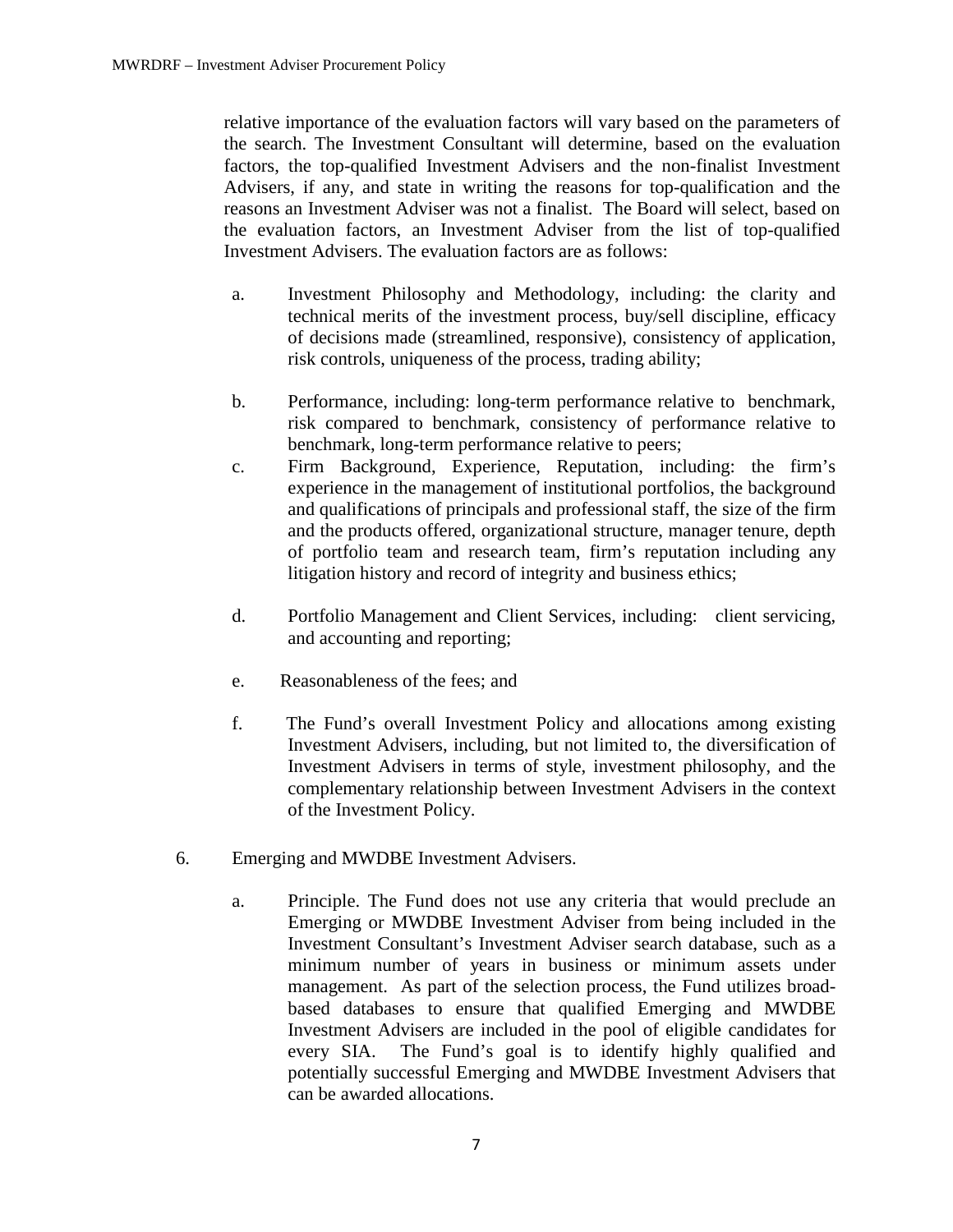relative importance of the evaluation factors will vary based on the parameters of the search. The Investment Consultant will determine, based on the evaluation factors, the top-qualified Investment Advisers and the non-finalist Investment Advisers, if any, and state in writing the reasons for top-qualification and the reasons an Investment Adviser was not a finalist. The Board will select, based on the evaluation factors, an Investment Adviser from the list of top-qualified Investment Advisers. The evaluation factors are as follows:

a. Investment Philosophy and Methodology, including: the clarity and technical merits of the investment process, buy/sell discipline, efficacy of decisions made (streamlined, responsive), consistency of application, risk controls, uniqueness of the process, trading ability;

b. Performance, including: long-term performance relative to benchmark, risk compared to benchmark, consistency of performance relative to benchmark, long-term performance relative to peers;

c. Firm Background, Experience, Reputation, including: the firm's experience in the management of institutional portfolios, the background and qualifications of principals and professional staff, the size of the firm and the products offered, organizational structure, manager tenure, depth of portfolio team and research team, firm's reputation including any litigation history and record of integrity and business ethics;

d. Portfolio Management and Client Services, including: client servicing, and accounting and reporting;

e. Reasonableness of the fees; and

f. The Fund's overall Investment Policy and allocations among existing Investment Advisers, including, but not limited to, the diversification of Investment Advisers in terms of style, investment philosophy, and the complementary relationship between Investment Advisers in the context of the Investment Policy.

6. Emerging and MWDBE Investment Advisers.

   a. Principle. The Fund does not use any criteria that would preclude an Emerging or MWDBE Investment Adviser from being included in the Investment Consultant's Investment Adviser search database, such as a minimum number of years in business or minimum assets under management. As part of the selection process, the Fund utilizes broad-based databases to ensure that qualified Emerging and MWDBE Investment Advisers are included in the pool of eligible candidates for every SIA. The Fund's goal is to identify highly qualified and potentially successful Emerging and MWDBE Investment Advisers that can be awarded allocations.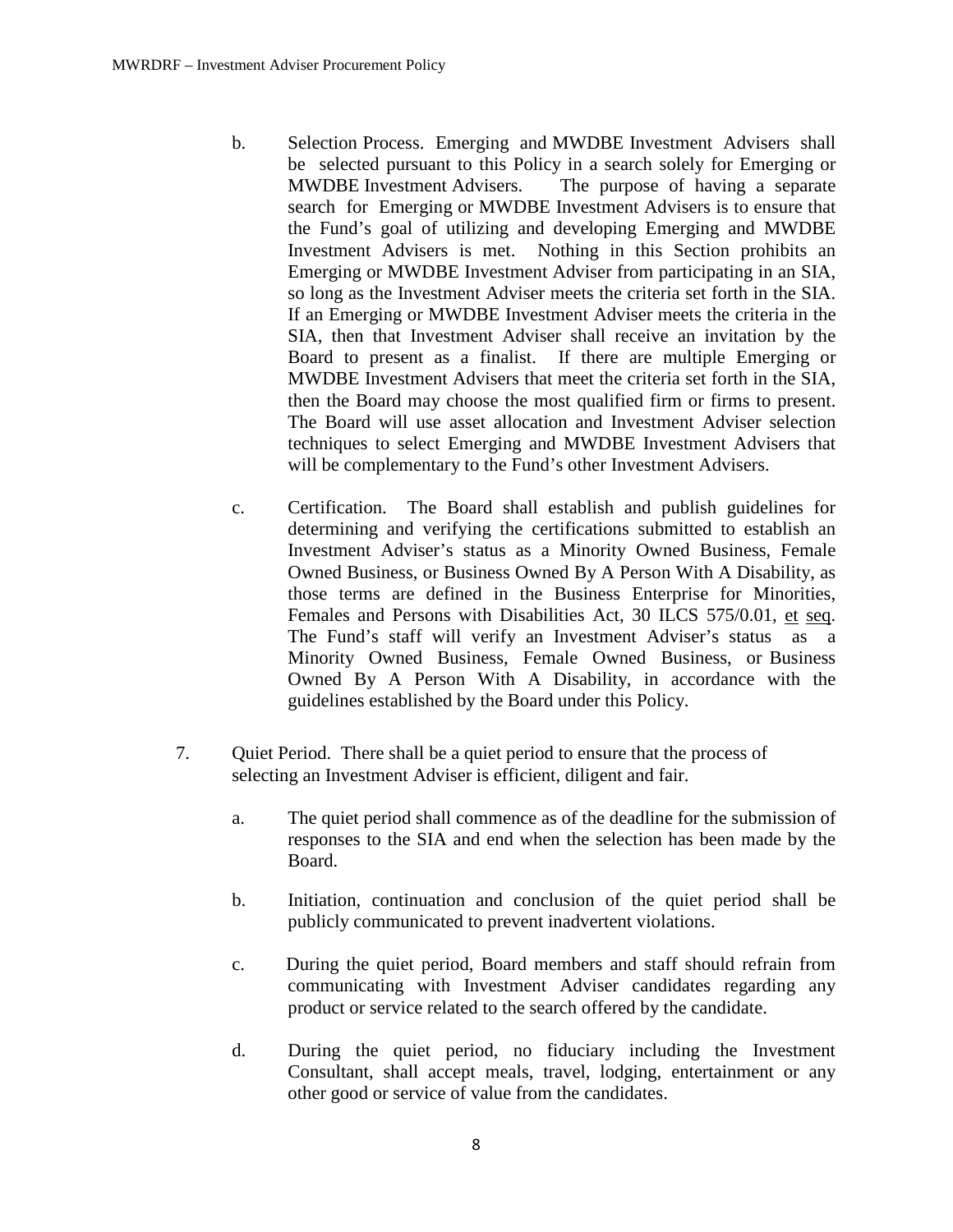b. Selection Process. Emerging and MWDBE Investment Advisers shall be selected pursuant to this Policy in a search solely for Emerging or MWDBE Investment Advisers. The purpose of having a separate search for Emerging or MWDBE Investment Advisers is to ensure that the Fund's goal of utilizing and developing Emerging and MWDBE Investment Advisers is met. Nothing in this Section prohibits an Emerging or MWDBE Investment Adviser from participating in an SIA, so long as the Investment Adviser meets the criteria set forth in the SIA. If an Emerging or MWDBE Investment Adviser meets the criteria in the SIA, then that Investment Adviser shall receive an invitation by the Board to present as a finalist. If there are multiple Emerging or MWDBE Investment Advisers that meet the criteria set forth in the SIA, then the Board may choose the most qualified firm or firms to present. The Board will use asset allocation and Investment Adviser selection techniques to select Emerging and MWDBE Investment Advisers that will be complementary to the Fund's other Investment Advisers.

c. Certification. The Board shall establish and publish guidelines for determining and verifying the certifications submitted to establish an Investment Adviser's status as a Minority Owned Business, Female Owned Business, or Business Owned By A Person With A Disability, as those terms are defined in the Business Enterprise for Minorities, Females and Persons with Disabilities Act, 30 ILCS 575/0.01, et seq. The Fund's staff will verify an Investment Adviser's status as a Minority Owned Business, Female Owned Business, or Business Owned By A Person With A Disability, in accordance with the guidelines established by the Board under this Policy.

7. Quiet Period. There shall be a quiet period to ensure that the process of selecting an Investment Adviser is efficient, diligent and fair.

   a. The quiet period shall commence as of the deadline for the submission of responses to the SIA and end when the selection has been made by the Board.

   b. Initiation, continuation and conclusion of the quiet period shall be publicly communicated to prevent inadvertent violations.

   c. During the quiet period, Board members and staff should refrain from communicating with Investment Adviser candidates regarding any product or service related to the search offered by the candidate.

   d. During the quiet period, no fiduciary including the Investment Consultant, shall accept meals, travel, lodging, entertainment or any other good or service of value from the candidates.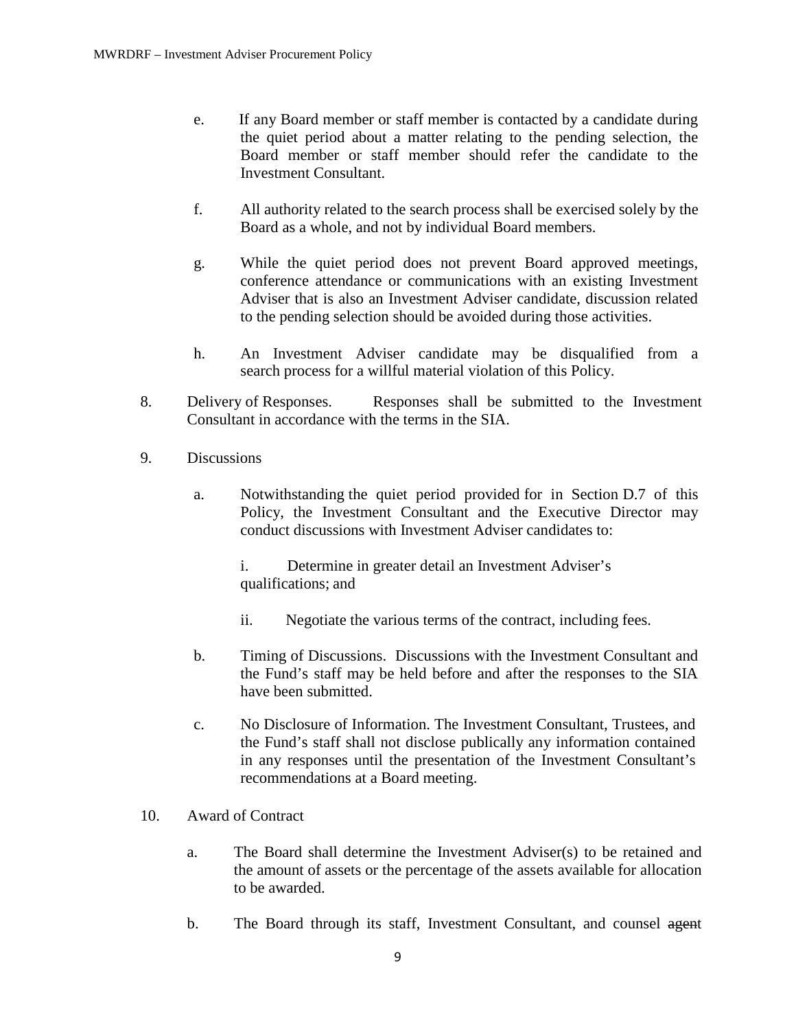e. If any Board member or staff member is contacted by a candidate during the quiet period about a matter relating to the pending selection, the Board member or staff member should refer the candidate to the Investment Consultant.

f. All authority related to the search process shall be exercised solely by the Board as a whole, and not by individual Board members.

g. While the quiet period does not prevent Board approved meetings, conference attendance or communications with an existing Investment Adviser that is also an Investment Adviser candidate, discussion related to the pending selection should be avoided during those activities.

h. An Investment Adviser candidate may be disqualified from a search process for a willful material violation of this Policy.

8. Delivery of Responses. Responses shall be submitted to the Investment Consultant in accordance with the terms in the SIA.

9. Discussions

a. Notwithstanding the quiet period provided for in Section D.7 of this Policy, the Investment Consultant and the Executive Director may conduct discussions with Investment Adviser candidates to:

i. Determine in greater detail an Investment Adviser's qualifications; and

ii. Negotiate the various terms of the contract, including fees.

b. Timing of Discussions. Discussions with the Investment Consultant and the Fund's staff may be held before and after the responses to the SIA have been submitted.

c. No Disclosure of Information. The Investment Consultant, Trustees, and the Fund's staff shall not disclose publically any information contained in any responses until the presentation of the Investment Consultant's recommendations at a Board meeting.

10. Award of Contract

a. The Board shall determine the Investment Adviser(s) to be retained and the amount of assets or the percentage of the assets available for allocation to be awarded.

b. The Board through its staff, Investment Consultant, and counsel ~~agent~~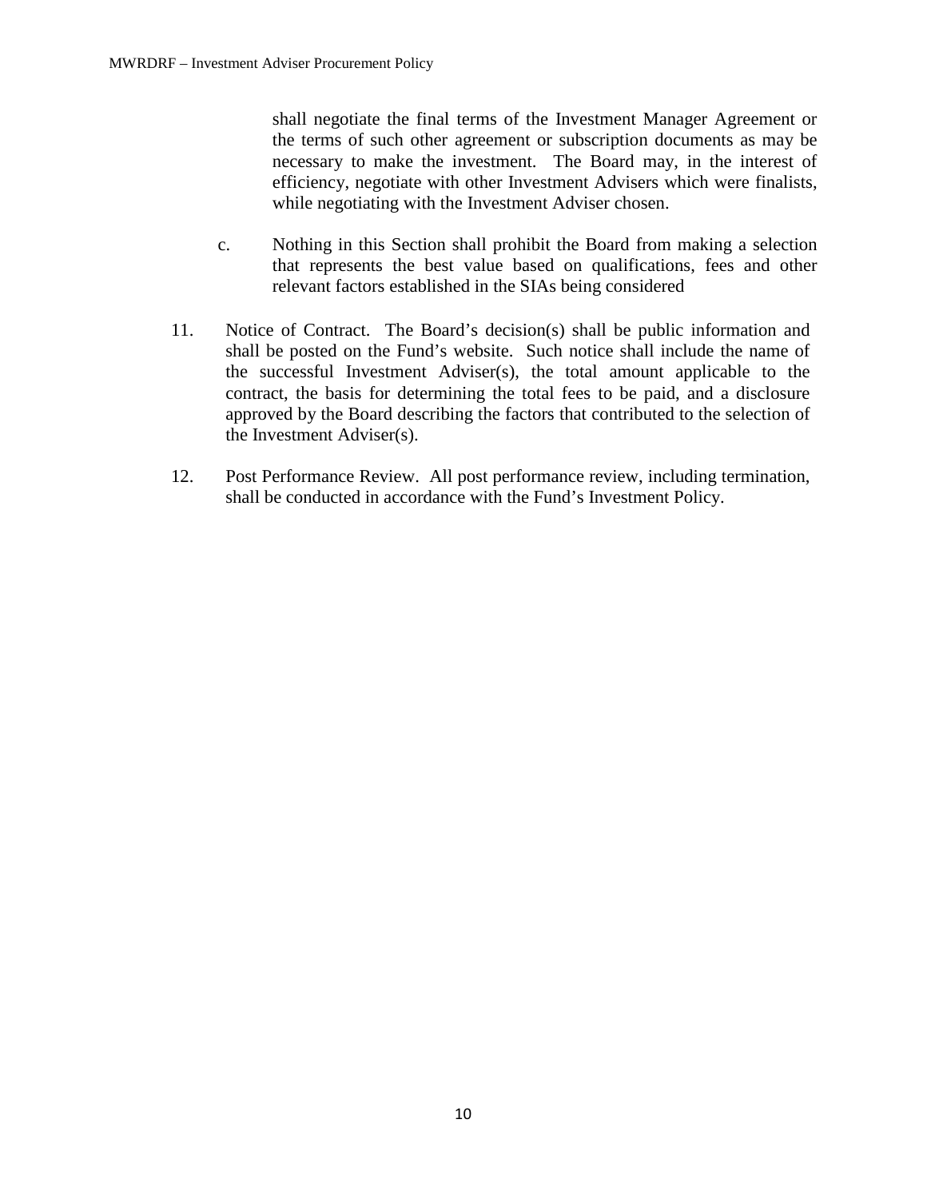shall negotiate the final terms of the Investment Manager Agreement or the terms of such other agreement or subscription documents as may be necessary to make the investment. The Board may, in the interest of efficiency, negotiate with other Investment Advisers which were finalists, while negotiating with the Investment Adviser chosen.

c. Nothing in this Section shall prohibit the Board from making a selection that represents the best value based on qualifications, fees and other relevant factors established in the SIAs being considered

11. Notice of Contract. The Board's decision(s) shall be public information and shall be posted on the Fund's website. Such notice shall include the name of the successful Investment Adviser(s), the total amount applicable to the contract, the basis for determining the total fees to be paid, and a disclosure approved by the Board describing the factors that contributed to the selection of the Investment Adviser(s).

12. Post Performance Review. All post performance review, including termination, shall be conducted in accordance with the Fund's Investment Policy.